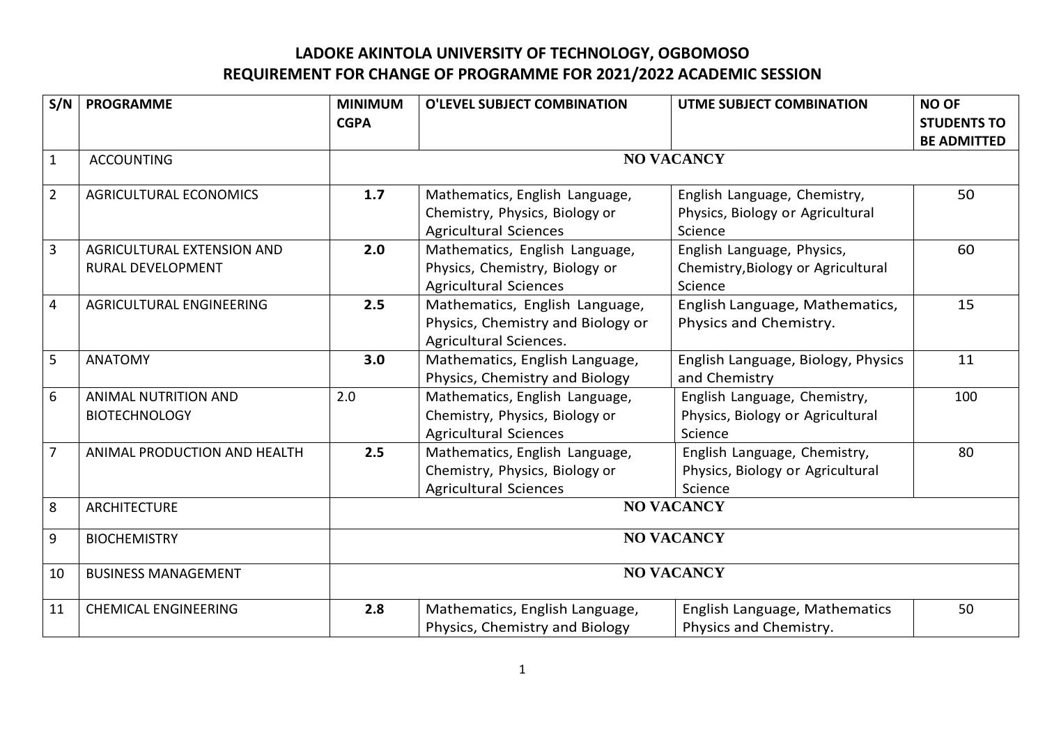# LADOKE AKINTOLA UNIVERSITY OF TECHNOLOGY, OGBOMOSO

## REQUIREMENT FOR CHANGE OF PROGRAMME FOR 2021/2022 ACADEMIC SESSION

| S/N | PROGRAMME | MINIMUM CGPA | O'LEVEL SUBJECT COMBINATION | UTME SUBJECT COMBINATION | NO OF STUDENTS TO BE ADMITTED |
|---|---|---|---|---|---|
| 1 | ACCOUNTING | NO VACANCY | | | |
| 2 | AGRICULTURAL ECONOMICS | **1.7** | Mathematics, English Language, Chemistry, Physics, Biology or Agricultural Sciences | English Language, Chemistry, Physics, Biology or Agricultural Science | 50 |
| 3 | AGRICULTURAL EXTENSION AND RURAL DEVELOPMENT | **2.0** | Mathematics, English Language, Physics, Chemistry, Biology or Agricultural Sciences | English Language, Physics, Chemistry,Biology or Agricultural Science | 60 |
| 4 | AGRICULTURAL ENGINEERING | **2.5** | Mathematics, English Language, Physics, Chemistry and Biology or Agricultural Sciences. | English Language, Mathematics, Physics and Chemistry. | 15 |
| 5 | ANATOMY | **3.0** | Mathematics, English Language, Physics, Chemistry and Biology | English Language, Biology, Physics and Chemistry | 11 |
| 6 | ANIMAL NUTRITION AND BIOTECHNOLOGY | 2.0 | Mathematics, English Language, Chemistry, Physics, Biology or Agricultural Sciences | English Language, Chemistry, Physics, Biology or Agricultural Science | 100 |
| 7 | ANIMAL PRODUCTION AND HEALTH | **2.5** | Mathematics, English Language, Chemistry, Physics, Biology or Agricultural Sciences | English Language, Chemistry, Physics, Biology or Agricultural Science | 80 |
| 8 | ARCHITECTURE | NO VACANCY | | | |
| 9 | BIOCHEMISTRY | NO VACANCY | | | |
| 10 | BUSINESS MANAGEMENT | NO VACANCY | | | |
| 11 | CHEMICAL ENGINEERING | **2.8** | Mathematics, English Language, Physics, Chemistry and Biology | English Language, Mathematics Physics and Chemistry. | 50 |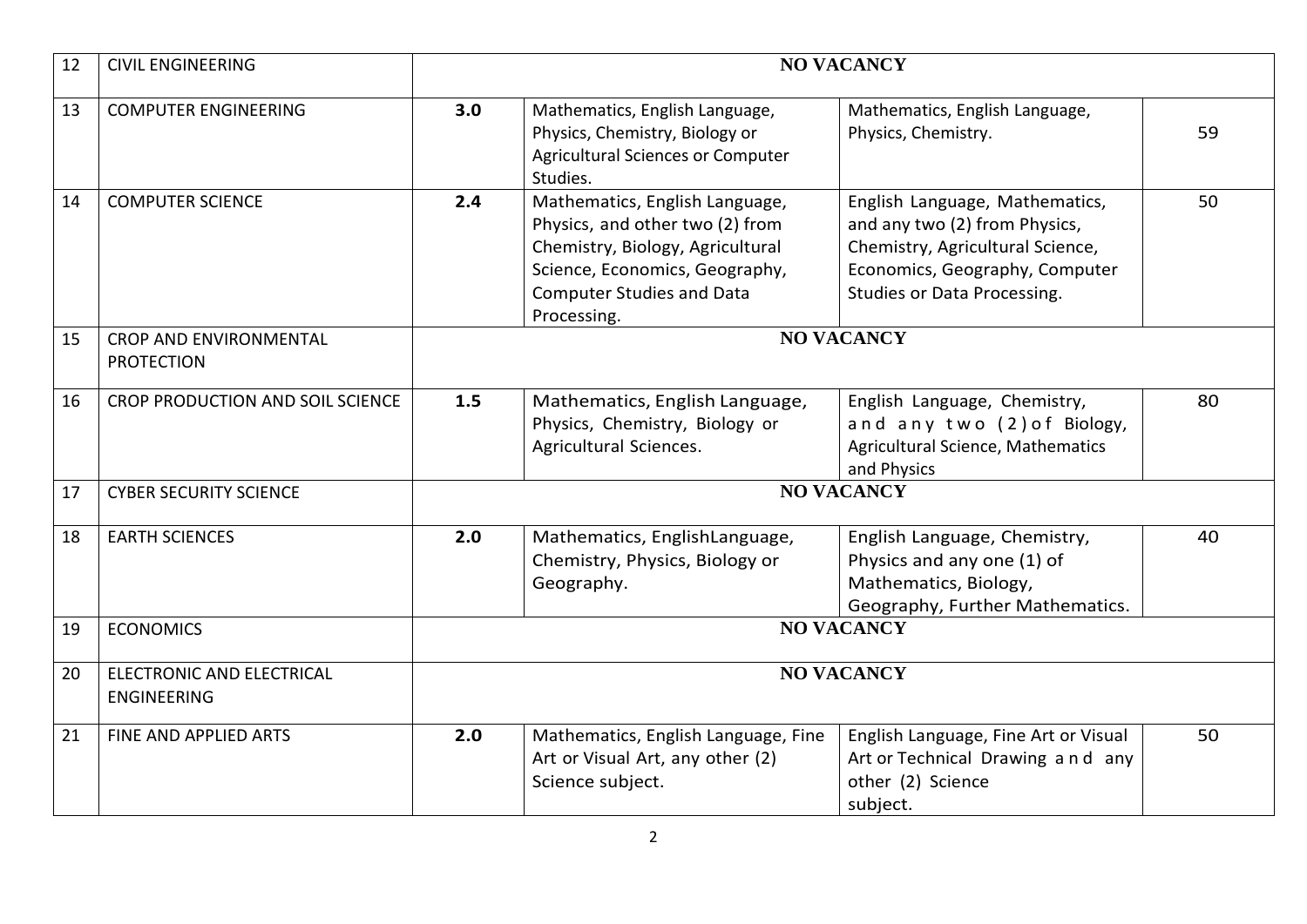| 12 | CIVIL ENGINEERING | NO VACANCY | | | |
|---|---|---|---|---|---|
| 13 | COMPUTER ENGINEERING | **3.0** | Mathematics, English Language, Physics, Chemistry, Biology or Agricultural Sciences or Computer Studies. | Mathematics, English Language, Physics, Chemistry. | 59 |
| 14 | COMPUTER SCIENCE | **2.4** | Mathematics, English Language, Physics, and other two (2) from Chemistry, Biology, Agricultural Science, Economics, Geography, Computer Studies and Data Processing. | English Language, Mathematics, and any two (2) from Physics, Chemistry, Agricultural Science, Economics, Geography, Computer Studies or Data Processing. | 50 |
| 15 | CROP AND ENVIRONMENTAL PROTECTION | NO VACANCY | | | |
| 16 | CROP PRODUCTION AND SOIL SCIENCE | **1.5** | Mathematics, English Language, Physics, Chemistry, Biology or Agricultural Sciences. | English Language, Chemistry, and any two (2) of Biology, Agricultural Science, Mathematics and Physics | 80 |
| 17 | CYBER SECURITY SCIENCE | NO VACANCY | | | |
| 18 | EARTH SCIENCES | **2.0** | Mathematics, EnglishLanguage, Chemistry, Physics, Biology or Geography. | English Language, Chemistry, Physics and any one (1) of Mathematics, Biology, Geography, Further Mathematics. | 40 |
| 19 | ECONOMICS | NO VACANCY | | | |
| 20 | ELECTRONIC AND ELECTRICAL ENGINEERING | NO VACANCY | | | |
| 21 | FINE AND APPLIED ARTS | **2.0** | Mathematics, English Language, Fine Art or Visual Art, any other (2) Science subject. | English Language, Fine Art or Visual Art or Technical Drawing and any other (2) Science subject. | 50 |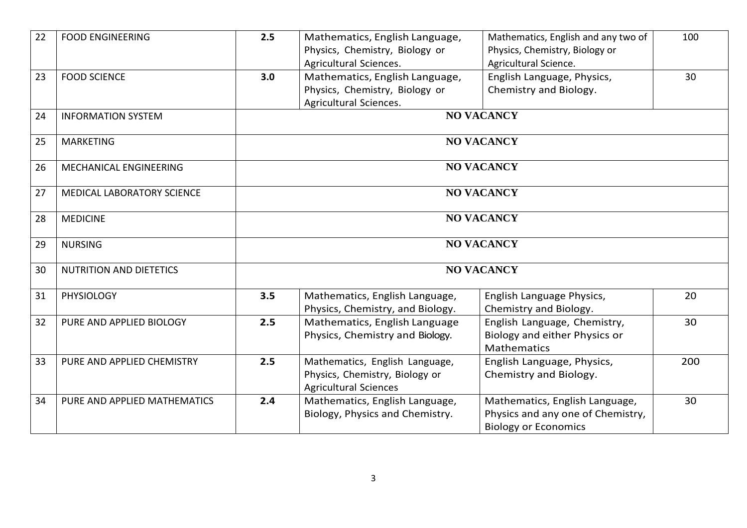| 22 | FOOD ENGINEERING | **2.5** | Mathematics, English Language, Physics, Chemistry, Biology or Agricultural Sciences. | Mathematics, English and any two of Physics, Chemistry, Biology or Agricultural Science. | 100 |
|---|---|---|---|---|---|
| 23 | FOOD SCIENCE | **3.0** | Mathematics, English Language, Physics, Chemistry, Biology or Agricultural Sciences. | English Language, Physics, Chemistry and Biology. | 30 |
| 24 | INFORMATION SYSTEM | **NO VACANCY** | | | |
| 25 | MARKETING | **NO VACANCY** | | | |
| 26 | MECHANICAL ENGINEERING | **NO VACANCY** | | | |
| 27 | MEDICAL LABORATORY SCIENCE | **NO VACANCY** | | | |
| 28 | MEDICINE | **NO VACANCY** | | | |
| 29 | NURSING | **NO VACANCY** | | | |
| 30 | NUTRITION AND DIETETICS | **NO VACANCY** | | | |
| 31 | PHYSIOLOGY | **3.5** | Mathematics, English Language, Physics, Chemistry, and Biology. | English Language Physics, Chemistry and Biology. | 20 |
| 32 | PURE AND APPLIED BIOLOGY | **2.5** | Mathematics, English Language Physics, Chemistry and Biology. | English Language, Chemistry, Biology and either Physics or Mathematics | 30 |
| 33 | PURE AND APPLIED CHEMISTRY | **2.5** | Mathematics, English Language, Physics, Chemistry, Biology or Agricultural Sciences | English Language, Physics, Chemistry and Biology. | 200 |
| 34 | PURE AND APPLIED MATHEMATICS | **2.4** | Mathematics, English Language, Biology, Physics and Chemistry. | Mathematics, English Language, Physics and any one of Chemistry, Biology or Economics | 30 |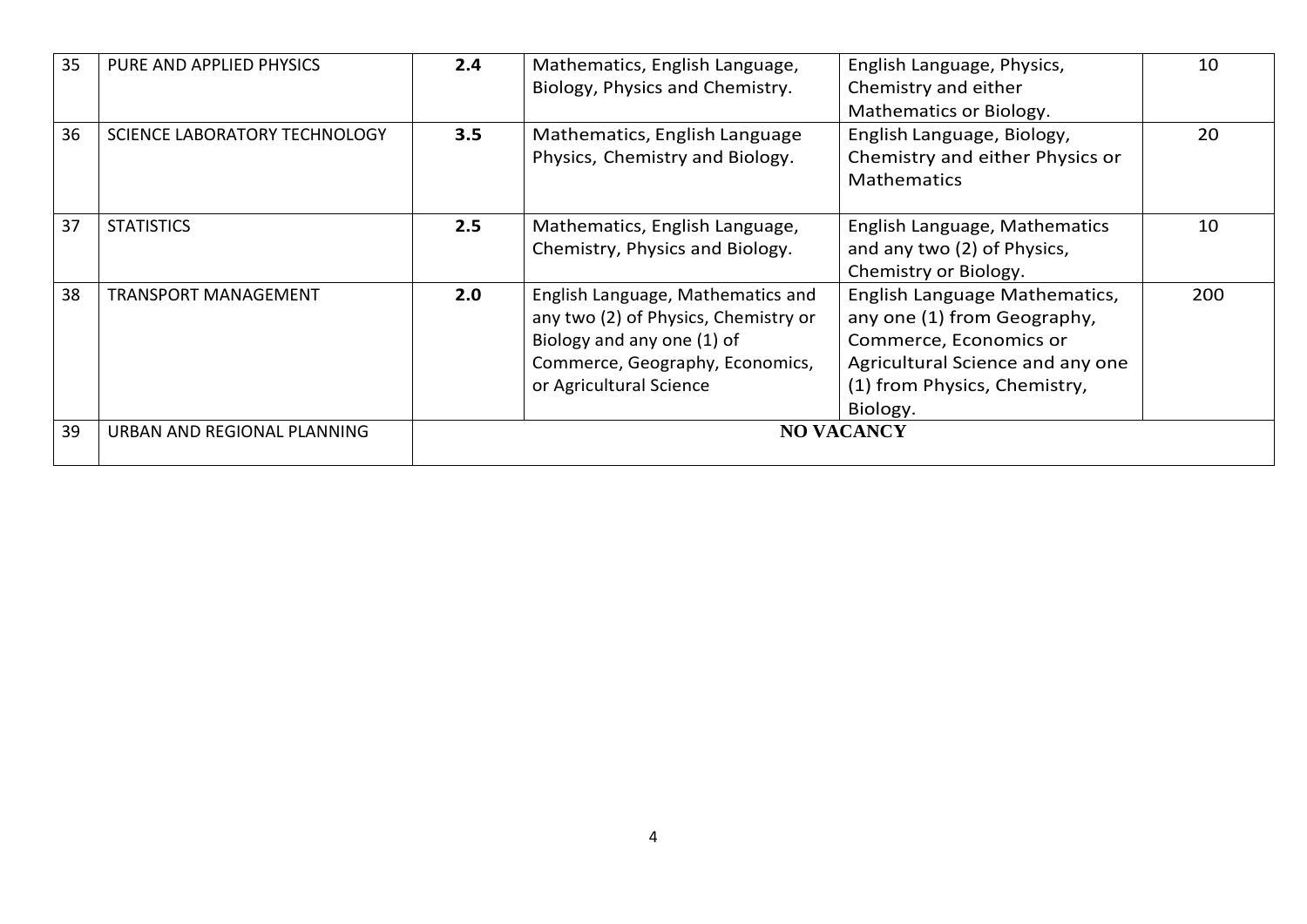| | | | | | |
|---|---|---|---|---|---|
| 35 | PURE AND APPLIED PHYSICS | **2.4** | Mathematics, English Language, Biology, Physics and Chemistry. | English Language, Physics, Chemistry and either Mathematics or Biology. | 10 |
| 36 | SCIENCE LABORATORY TECHNOLOGY | **3.5** | Mathematics, English Language Physics, Chemistry and Biology. | English Language, Biology, Chemistry and either Physics or Mathematics | 20 |
| 37 | STATISTICS | **2.5** | Mathematics, English Language, Chemistry, Physics and Biology. | English Language, Mathematics and any two (2) of Physics, Chemistry or Biology. | 10 |
| 38 | TRANSPORT MANAGEMENT | **2.0** | English Language, Mathematics and any two (2) of Physics, Chemistry or Biology and any one (1) of Commerce, Geography, Economics, or Agricultural Science | English Language Mathematics, any one (1) from Geography, Commerce, Economics or Agricultural Science and any one (1) from Physics, Chemistry, Biology. | 200 |
| 39 | URBAN AND REGIONAL PLANNING | **NO VACANCY** | | | |